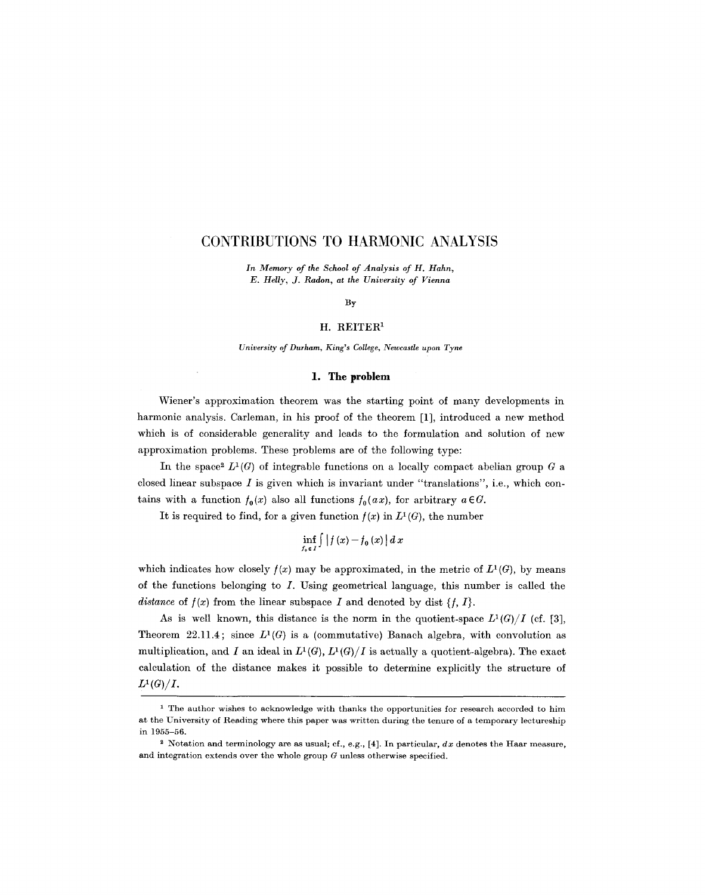# CONTRIBUTIONS TO HARMONIC ANALYSIS

*In Memory of the School of Analysis of H. Hahn, E. Helly, J. Radon, at the University of Vienna*

By

H. REITER[1]

*University of Durham, King's College, Newcastle upon Tyne*

## 1. The problem

Wiener's approximation theorem was the starting point of many developments in harmonic analysis. Carleman, in his proof of the theorem [1], introduced a new method which is of considerable generality and leads to the formulation and solution of new approximation problems. These problems are of the following type:

In the space[2] $L^1(G)$ of integrable functions on a locally compact abelian group $G$ a closed linear subspace $I$ is given which is invariant under "translations", i.e., which contains with a function $f_0(x)$ also all functions $f_0(ax)$, for arbitrary $a \in G$.

It is required to find, for a given function $f(x)$ in $L^1(G)$, the number

$$\inf_{f_0 \in I} \int |f(x) - f_0(x)| \, dx$$

which indicates how closely $f(x)$ may be approximated, in the metric of $L^1(G)$, by means of the functions belonging to $I$. Using geometrical language, this number is called the *distance* of $f(x)$ from the linear subspace $I$ and denoted by dist $\{f, I\}$.

As is well known, this distance is the norm in the quotient-space $L^1(G)/I$ (cf. [3], Theorem 22.11.4; since $L^1(G)$ is a (commutative) Banach algebra, with convolution as multiplication, and $I$ an ideal in $L^1(G)$, $L^1(G)/I$ is actually a quotient-algebra). The exact calculation of the distance makes it possible to determine explicitly the structure of $L^1(G)/I$.

---

[1] The author wishes to acknowledge with thanks the opportunities for research accorded to him at the University of Reading where this paper was written during the tenure of a temporary lectureship in 1955–56.

[2] Notation and terminology are as usual; cf., e.g., [4]. In particular, $dx$ denotes the Haar measure, and integration extends over the whole group $G$ unless otherwise specified.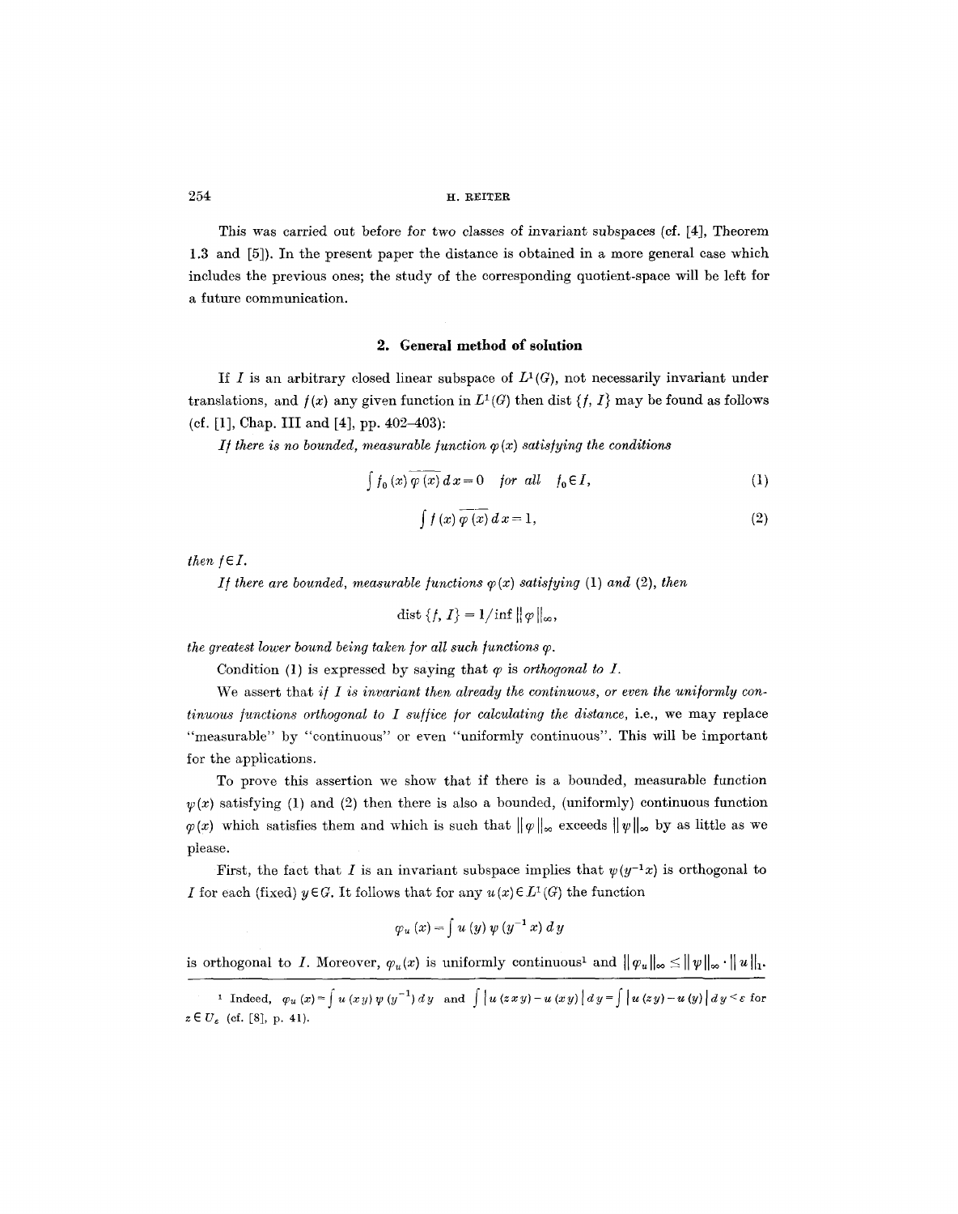This was carried out before for two classes of invariant subspaces (cf. [4], Theorem 1.3 and [5]). In the present paper the distance is obtained in a more general case which includes the previous ones; the study of the corresponding quotient-space will be left for a future communication.

## 2. General method of solution

If $I$ is an arbitrary closed linear subspace of $L^1(G)$, not necessarily invariant under translations, and $f(x)$ any given function in $L^1(G)$ then dist $\{f, I\}$ may be found as follows (cf. [1], Chap. III and [4], pp. 402–403):

*If there is no bounded, measurable function $\varphi(x)$ satisfying the conditions*

$$\int f_0(x)\,\overline{\varphi(x)}\,dx = 0 \quad \textit{for all} \quad f_0 \in I, \tag{1}$$

$$\int f(x)\,\overline{\varphi(x)}\,dx = 1, \tag{2}$$

*then $f \in I$.*

*If there are bounded, measurable functions $\varphi(x)$ satisfying* (1) *and* (2), *then*

$$\text{dist}\,\{f, I\} = 1/\inf \|\varphi\|_\infty,$$

*the greatest lower bound being taken for all such functions $\varphi$.*

Condition (1) is expressed by saying that $\varphi$ is *orthogonal to $I$.*

We assert that *if $I$ is invariant then already the continuous, or even the uniformly continuous functions orthogonal to $I$ suffice for calculating the distance*, i.e., we may replace "measurable" by "continuous" or even "uniformly continuous". This will be important for the applications.

To prove this assertion we show that if there is a bounded, measurable function $\psi(x)$ satisfying (1) and (2) then there is also a bounded, (uniformly) continuous function $\varphi(x)$ which satisfies them and which is such that $\|\varphi\|_\infty$ exceeds $\|\psi\|_\infty$ by as little as we please.

First, the fact that $I$ is an invariant subspace implies that $\psi(y^{-1}x)$ is orthogonal to $I$ for each (fixed) $y \in G$. It follows that for any $u(x) \in L^1(G)$ the function

$$\varphi_u(x) = \int u(y)\,\psi(y^{-1}x)\,dy$$

is orthogonal to $I$. Moreover, $\varphi_u(x)$ is uniformly continuous[1] and $\|\varphi_u\|_\infty \leq \|\psi\|_\infty \cdot \|u\|_1$.

[1] Indeed, $\varphi_u(x) = \int u(xy)\,\psi(y^{-1})\,dy$ and $\int |u(zxy) - u(xy)|\,dy = \int |u(zy) - u(y)|\,dy < \varepsilon$ for $z \in U_\varepsilon$ (cf. [8], p. 41).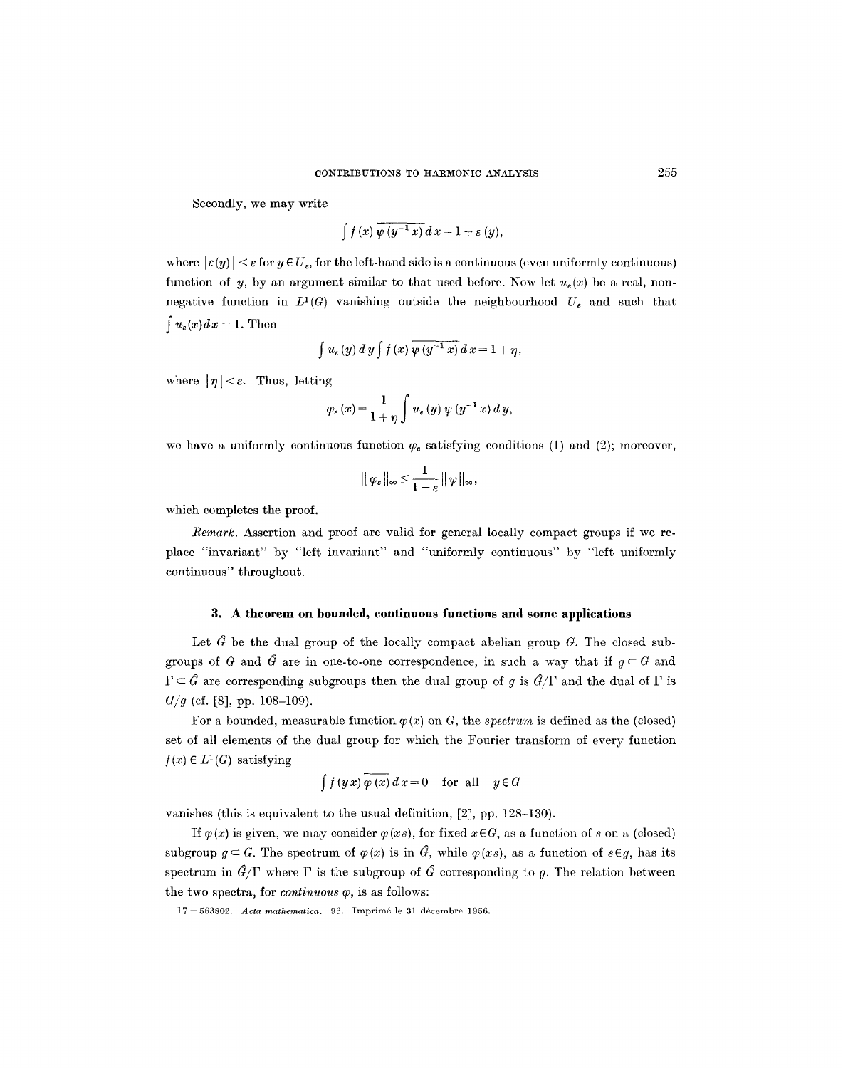Secondly, we may write

$$\int f(x)\,\overline{\psi(y^{-1}x)}\,dx = 1 + \varepsilon(y),$$

where $|\varepsilon(y)| < \varepsilon$ for $y \in U_\varepsilon$, for the left-hand side is a continuous (even uniformly continuous) function of $y$, by an argument similar to that used before. Now let $u_\varepsilon(x)$ be a real, non-negative function in $L^1(G)$ vanishing outside the neighbourhood $U_\varepsilon$ and such that $\int u_\varepsilon(x)\,dx = 1$. Then

$$\int u_\varepsilon(y)\,dy \int f(x)\,\overline{\psi(y^{-1}x)}\,dx = 1 + \eta,$$

where $|\eta| < \varepsilon$. Thus, letting

$$\varphi_\varepsilon(x) = \frac{1}{1+\bar{\eta}} \int u_\varepsilon(y)\,\psi(y^{-1}x)\,dy,$$

we have a uniformly continuous function $\varphi_\varepsilon$ satisfying conditions (1) and (2); moreover,

$$\|\varphi_\varepsilon\|_\infty \leq \frac{1}{1-\varepsilon}\|\psi\|_\infty,$$

which completes the proof.

*Remark.* Assertion and proof are valid for general locally compact groups if we replace "invariant" by "left invariant" and "uniformly continuous" by "left uniformly continuous" throughout.

### 3. A theorem on bounded, continuous functions and some applications

Let $\hat{G}$ be the dual group of the locally compact abelian group $G$. The closed subgroups of $G$ and $\hat{G}$ are in one-to-one correspondence, in such a way that if $g \subset G$ and $\Gamma \subset \hat{G}$ are corresponding subgroups then the dual group of $g$ is $\hat{G}/\Gamma$ and the dual of $\Gamma$ is $G/g$ (cf. [8], pp. 108–109).

For a bounded, measurable function $\varphi(x)$ on $G$, the *spectrum* is defined as the (closed) set of all elements of the dual group for which the Fourier transform of every function $f(x) \in L^1(G)$ satisfying

$$\int f(yx)\,\overline{\varphi(x)}\,dx = 0 \quad \text{for all} \quad y \in G$$

vanishes (this is equivalent to the usual definition, [2], pp. 128–130).

If $\varphi(x)$ is given, we may consider $\varphi(xs)$, for fixed $x \in G$, as a function of $s$ on a (closed) subgroup $g \subset G$. The spectrum of $\varphi(x)$ is in $\hat{G}$, while $\varphi(xs)$, as a function of $s \in g$, has its spectrum in $\hat{G}/\Gamma$ where $\Gamma$ is the subgroup of $\hat{G}$ corresponding to $g$. The relation between the two spectra, for *continuous* $\varphi$, is as follows: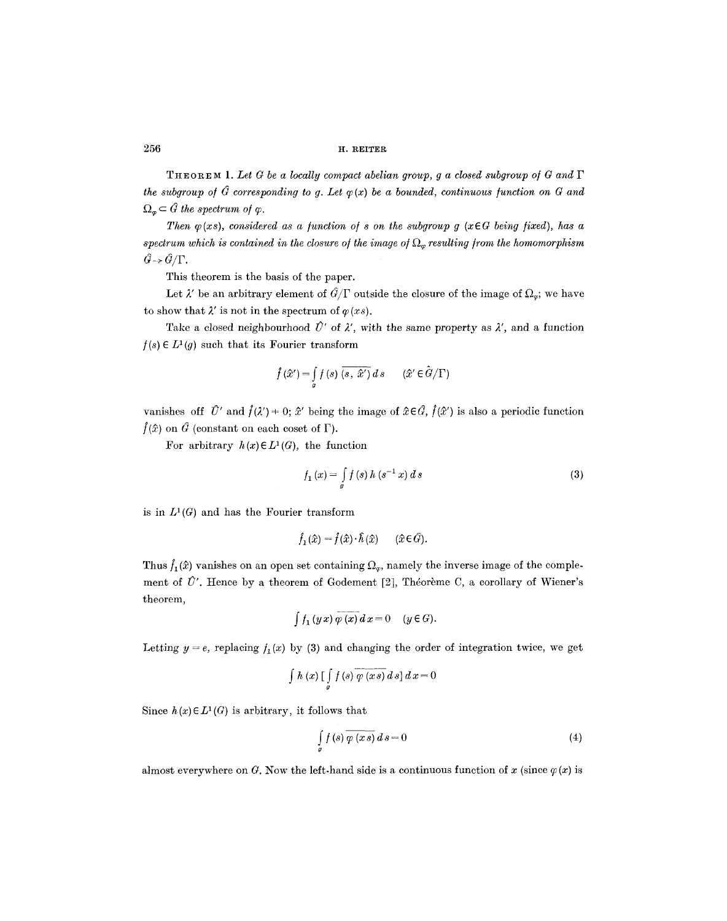**Theorem 1.** *Let $G$ be a locally compact abelian group, $g$ a closed subgroup of $G$ and $\Gamma$ the subgroup of $\hat{G}$ corresponding to $g$. Let $\varphi(x)$ be a bounded, continuous function on $G$ and $\Omega_\varphi \subset \hat{G}$ the spectrum of $\varphi$.*

*Then $\varphi(xs)$, considered as a function of $s$ on the subgroup $g$ ($x \in G$ being fixed), has a spectrum which is contained in the closure of the image of $\Omega_\varphi$ resulting from the homomorphism $\hat{G} \to \hat{G}/\Gamma$.*

This theorem is the basis of the paper.

Let $\lambda'$ be an arbitrary element of $\hat{G}/\Gamma$ outside the closure of the image of $\Omega_\varphi$; we have to show that $\lambda'$ is not in the spectrum of $\varphi(xs)$.

Take a closed neighbourhood $\hat{U}'$ of $\lambda'$, with the same property as $\lambda'$, and a function $f(s) \in L^1(g)$ such that its Fourier transform

$$\hat{f}(\hat{x}') = \int_g f(s) \overline{(s, \hat{x}')} \, ds \qquad (\hat{x}' \in \hat{G}/\Gamma)$$

vanishes off $\hat{U}'$ and $\hat{f}(\lambda') \neq 0$; $\hat{x}'$ being the image of $\hat{x} \in \hat{G}$, $\hat{f}(\hat{x}')$ is also a periodic function $\hat{f}(\hat{x})$ on $\hat{G}$ (constant on each coset of $\Gamma$).

For arbitrary $h(x) \in L^1(G)$, the function

$$f_1(x) = \int_g f(s) \, h(s^{-1}x) \, ds \tag{3}$$

is in $L^1(G)$ and has the Fourier transform

$$\hat{f}_1(\hat{x}) = \hat{f}(\hat{x}) \cdot \hat{h}(\hat{x}) \qquad (\hat{x} \in \hat{G}).$$

Thus $\hat{f}_1(\hat{x})$ vanishes on an open set containing $\Omega_\varphi$, namely the inverse image of the complement of $\hat{U}'$. Hence by a theorem of Godement [2], Théorème C, a corollary of Wiener's theorem,

$$\int f_1(yx) \overline{\varphi(x)} \, dx = 0 \qquad (y \in G).$$

Letting $y = e$, replacing $f_1(x)$ by (3) and changing the order of integration twice, we get

$$\int h(x) \left[ \int_g f(s) \overline{\varphi(xs)} \, ds \right] dx = 0$$

Since $h(x) \in L^1(G)$ is arbitrary, it follows that

$$\int_g f(s) \overline{\varphi(xs)} \, ds = 0 \tag{4}$$

almost everywhere on $G$. Now the left-hand side is a continuous function of $x$ (since $\varphi(x)$ is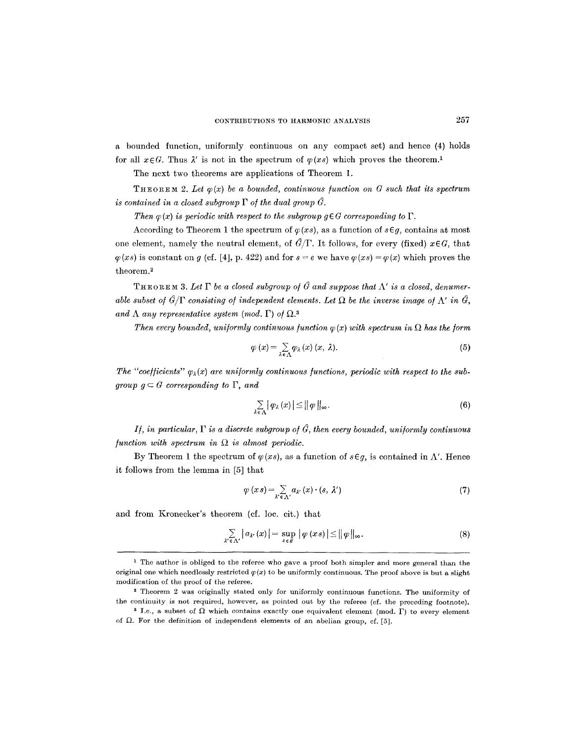a bounded function, uniformly continuous on any compact set) and hence (4) holds for all $x \in G$. Thus $\lambda'$ is not in the spectrum of $\varphi(xs)$ which proves the theorem.[1]

The next two theorems are applications of Theorem 1.

THEOREM 2. *Let $\varphi(x)$ be a bounded, continuous function on $G$ such that its spectrum is contained in a closed subgroup $\Gamma$ of the dual group $\hat{G}$.*

*Then $\varphi(x)$ is periodic with respect to the subgroup $g \in G$ corresponding to $\Gamma$.*

According to Theorem 1 the spectrum of $\varphi(xs)$, as a function of $s \in g$, contains at most one element, namely the neutral element, of $\hat{G}/\Gamma$. It follows, for every (fixed) $x \in G$, that $\varphi(xs)$ is constant on $g$ (cf. [4], p. 422) and for $s = e$ we have $\varphi(xs) = \varphi(x)$ which proves the theorem.[2]

THEOREM 3. *Let $\Gamma$ be a closed subgroup of $\hat{G}$ and suppose that $\Lambda'$ is a closed, denumerable subset of $\hat{G}/\Gamma$ consisting of independent elements. Let $\Omega$ be the inverse image of $\Lambda'$ in $\hat{G}$, and $\Lambda$ any representative system (mod. $\Gamma$) of $\Omega$.*[3]

*Then every bounded, uniformly continuous function $\varphi(x)$ with spectrum in $\Omega$ has the form*

$$\varphi(x) = \sum_{\lambda \in \Lambda} \varphi_\lambda(x)(x, \lambda). \tag{5}$$

*The "coefficients" $\varphi_\lambda(x)$ are uniformly continuous functions, periodic with respect to the subgroup $g \subset G$ corresponding to $\Gamma$, and*

$$\sum_{\lambda \in \Lambda} |\varphi_\lambda(x)| \leq \|\varphi\|_\infty. \tag{6}$$

*If, in particular, $\Gamma$ is a discrete subgroup of $\hat{G}$, then every bounded, uniformly continuous function with spectrum in $\Omega$ is almost periodic.*

By Theorem 1 the spectrum of $\varphi(xs)$, as a function of $s \in g$, is contained in $\Lambda'$. Hence it follows from the lemma in [5] that

$$\varphi(xs) = \sum_{\lambda' \in \Lambda'} a_{\lambda'}(x) \cdot (s, \lambda') \tag{7}$$

and from Kronecker's theorem (cf. loc. cit.) that

$$\sum_{\lambda' \in \Lambda'} |a_{\lambda'}(x)| = \sup_{s \in g} |\varphi(xs)| \leq \|\varphi\|_\infty. \tag{8}$$

---

[1] The author is obliged to the referee who gave a proof both simpler and more general than the original one which needlessly restricted $\varphi(x)$ to be uniformly continuous. The proof above is but a slight modification of the proof of the referee.

[2] Theorem 2 was originally stated only for uniformly continuous functions. The uniformity of the continuity is not required, however, as pointed out by the referee (cf. the preceding footnote).

[3] I.e., a subset of $\Omega$ which contains exactly one equivalent element (mod. $\Gamma$) to every element of $\Omega$. For the definition of independent elements of an abelian group, cf. [5].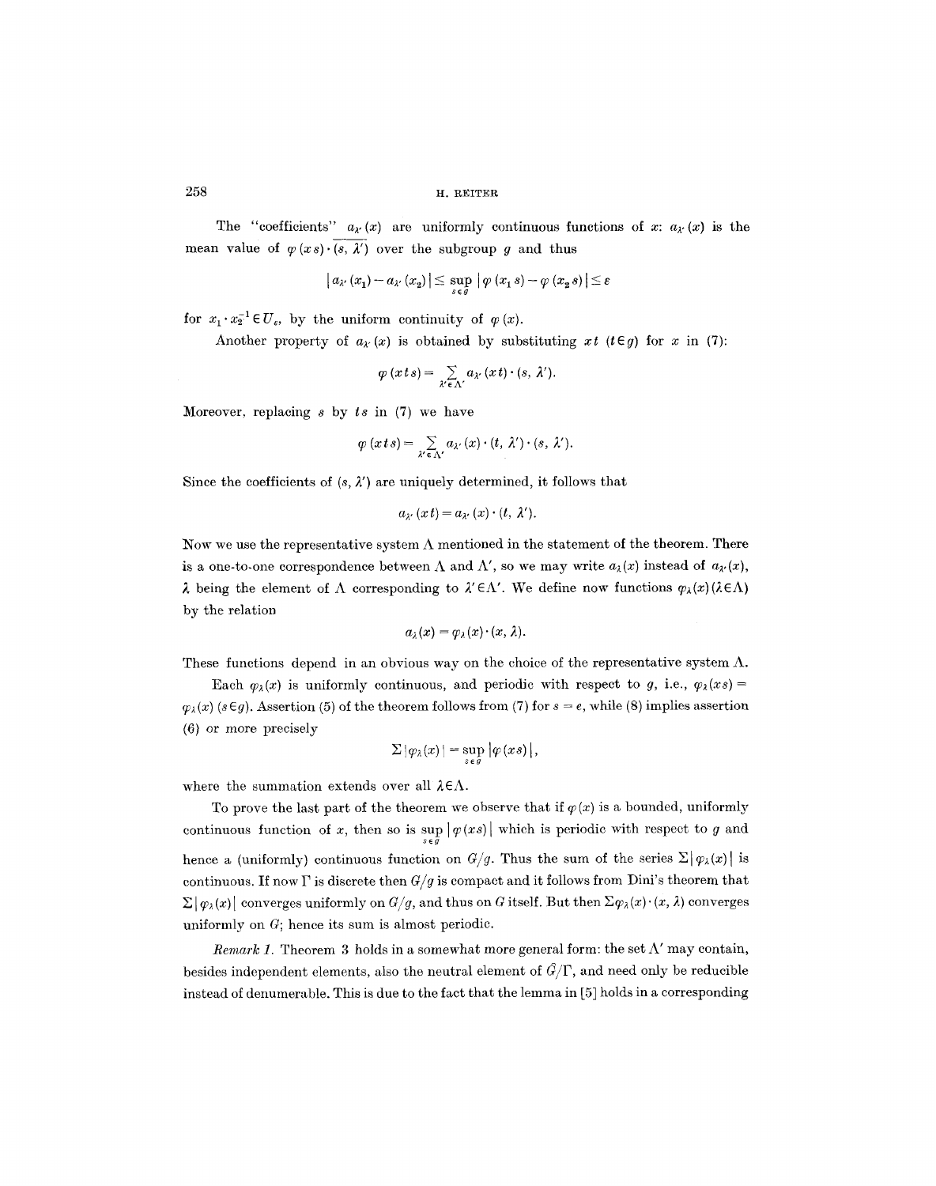The "coefficients" $a_{\lambda'}(x)$ are uniformly continuous functions of $x$: $a_{\lambda'}(x)$ is the mean value of $\varphi(xs)\cdot\overline{(s, \lambda')}$ over the subgroup $g$ and thus

$$|a_{\lambda'}(x_1) - a_{\lambda'}(x_2)| \le \sup_{s \in g} |\varphi(x_1 s) - \varphi(x_2 s)| \le \varepsilon$$

for $x_1 \cdot x_2^{-1} \in U_\varepsilon$, by the uniform continuity of $\varphi(x)$.

Another property of $a_{\lambda'}(x)$ is obtained by substituting $xt$ $(t \in g)$ for $x$ in (7):

$$\varphi(xts) = \sum_{\lambda' \in \Lambda'} a_{\lambda'}(xt)\cdot(s, \lambda').$$

Moreover, replacing $s$ by $ts$ in (7) we have

$$\varphi(xts) = \sum_{\lambda' \in \Lambda'} a_{\lambda'}(x)\cdot(t, \lambda')\cdot(s, \lambda').$$

Since the coefficients of $(s, \lambda')$ are uniquely determined, it follows that

$$a_{\lambda'}(xt) = a_{\lambda'}(x)\cdot(t, \lambda').$$

Now we use the representative system $\Lambda$ mentioned in the statement of the theorem. There is a one-to-one correspondence between $\Lambda$ and $\Lambda'$, so we may write $a_\lambda(x)$ instead of $a_{\lambda'}(x)$, $\lambda$ being the element of $\Lambda$ corresponding to $\lambda' \in \Lambda'$. We define now functions $\varphi_\lambda(x)$ $(\lambda \in \Lambda)$ by the relation

$$a_\lambda(x) = \varphi_\lambda(x)\cdot(x, \lambda).$$

These functions depend in an obvious way on the choice of the representative system $\Lambda$.

Each $\varphi_\lambda(x)$ is uniformly continuous, and periodic with respect to $g$, i.e., $\varphi_\lambda(xs) = \varphi_\lambda(x)$ $(s \in g)$. Assertion (5) of the theorem follows from (7) for $s = e$, while (8) implies assertion (6) or more precisely

$$\Sigma|\varphi_\lambda(x)| = \sup_{s \in g} |\varphi(xs)|,$$

where the summation extends over all $\lambda \in \Lambda$.

To prove the last part of the theorem we observe that if $\varphi(x)$ is a bounded, uniformly continuous function of $x$, then so is $\sup_{s \in g} |\varphi(xs)|$ which is periodic with respect to $g$ and hence a (uniformly) continuous function on $G/g$. Thus the sum of the series $\Sigma|\varphi_\lambda(x)|$ is continuous. If now $\Gamma$ is discrete then $G/g$ is compact and it follows from Dini's theorem that $\Sigma|\varphi_\lambda(x)|$ converges uniformly on $G/g$, and thus on $G$ itself. But then $\Sigma\varphi_\lambda(x)\cdot(x, \lambda)$ converges uniformly on $G$; hence its sum is almost periodic.

*Remark 1.* Theorem 3 holds in a somewhat more general form: the set $\Lambda'$ may contain, besides independent elements, also the neutral element of $\hat{G}/\Gamma$, and need only be reducible instead of denumerable. This is due to the fact that the lemma in [5] holds in a corresponding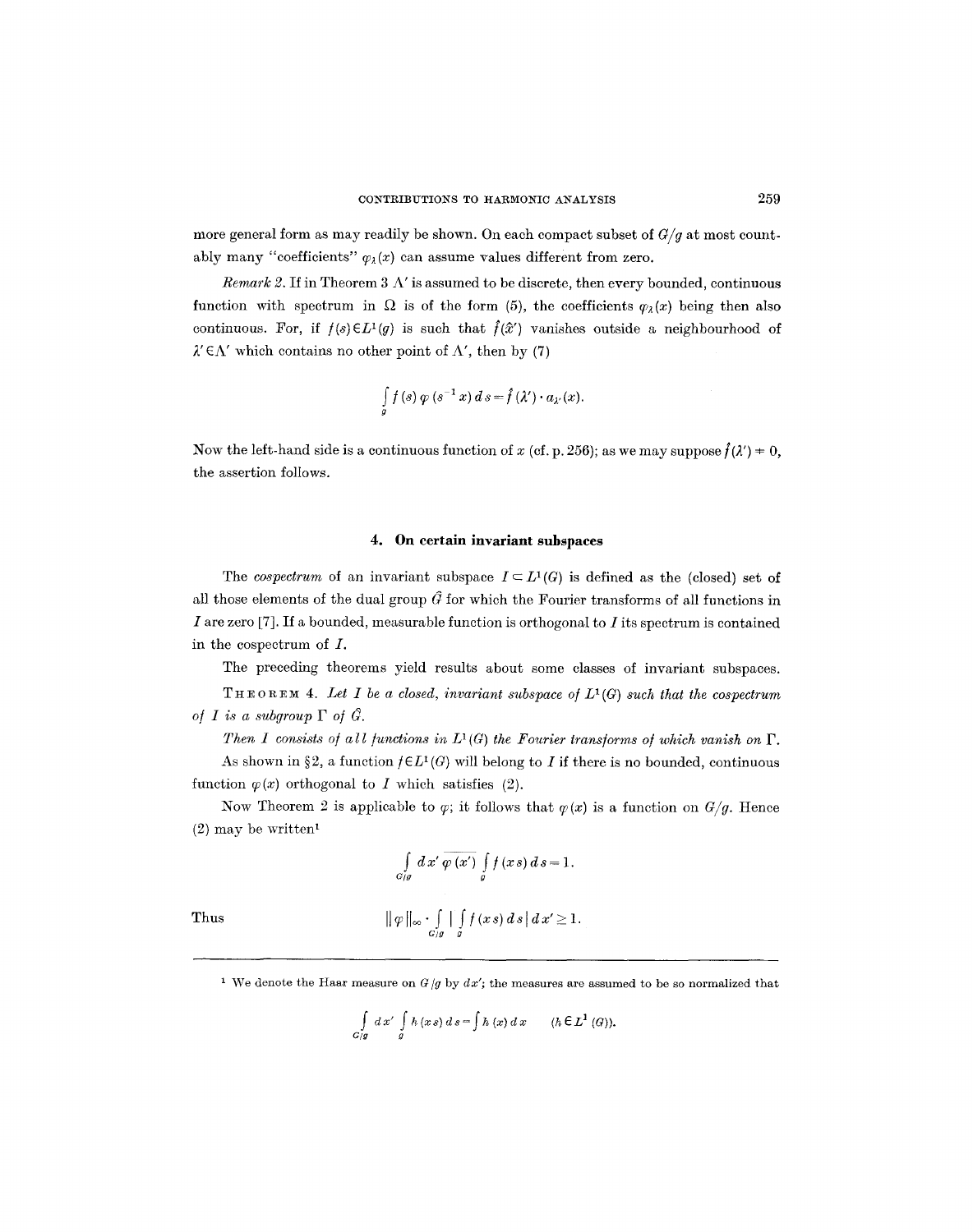more general form as may readily be shown. On each compact subset of $G/g$ at most countably many "coefficients" $\varphi_\lambda(x)$ can assume values different from zero.

*Remark 2.* If in Theorem 3 $\Lambda'$ is assumed to be discrete, then every bounded, continuous function with spectrum in $\Omega$ is of the form (5), the coefficients $\varphi_\lambda(x)$ being then also continuous. For, if $f(s) \in L^1(g)$ is such that $\hat{f}(\hat{x}')$ vanishes outside a neighbourhood of $\lambda' \in \Lambda'$ which contains no other point of $\Lambda'$, then by (7)

$$\int_g f(s)\,\varphi(s^{-1}x)\,ds = \hat{f}(\lambda') \cdot a_{\lambda'}(x).$$

Now the left-hand side is a continuous function of $x$ (cf. p. 256); as we may suppose $\hat{f}(\lambda') \neq 0$, the assertion follows.

## 4. On certain invariant subspaces

The *cospectrum* of an invariant subspace $I \subset L^1(G)$ is defined as the (closed) set of all those elements of the dual group $\hat{G}$ for which the Fourier transforms of all functions in $I$ are zero [7]. If a bounded, measurable function is orthogonal to $I$ its spectrum is contained in the cospectrum of $I$.

The preceding theorems yield results about some classes of invariant subspaces.

THEOREM 4. *Let $I$ be a closed, invariant subspace of $L^1(G)$ such that the cospectrum of $I$ is a subgroup $\Gamma$ of $\hat{G}$.*

*Then $I$ consists of all functions in $L^1(G)$ the Fourier transforms of which vanish on $\Gamma$.*

As shown in §2, a function $f \in L^1(G)$ will belong to $I$ if there is no bounded, continuous function $\varphi(x)$ orthogonal to $I$ which satisfies (2).

Now Theorem 2 is applicable to $\varphi$; it follows that $\varphi(x)$ is a function on $G/g$. Hence (2) may be written[1]

$$\int_{G/g} dx'\,\overline{\varphi(x')} \int_g f(xs)\,ds = 1.$$

Thus

$$\|\varphi\|_\infty \cdot \int_{G/g} \left| \int_g f(xs)\,ds \right| dx' \geq 1.$$

[1] We denote the Haar measure on $G/g$ by $dx'$; the measures are assumed to be so normalized that

$$\int_{G/g} dx' \int_g h(xs)\,ds = \int h(x)\,dx \qquad (h \in L^1(G)).$$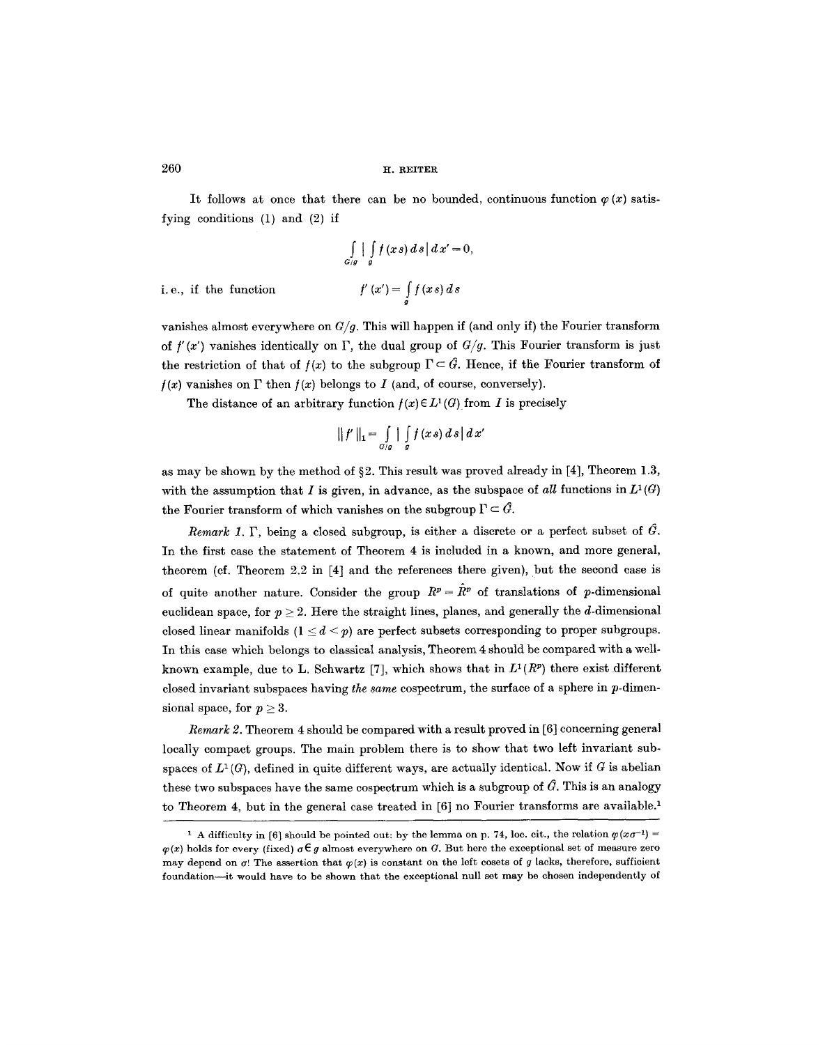It follows at once that there can be no bounded, continuous function $\varphi(x)$ satisfying conditions (1) and (2) if

$$\int_{G/g} \left| \int_g f(xs)\, ds \right| dx' = 0,$$

i.e., if the function

$$f'(x') = \int_g f(xs)\, ds$$

vanishes almost everywhere on $G/g$. This will happen if (and only if) the Fourier transform of $f'(x')$ vanishes identically on $\Gamma$, the dual group of $G/g$. This Fourier transform is just the restriction of that of $f(x)$ to the subgroup $\Gamma \subset \hat{G}$. Hence, if the Fourier transform of $f(x)$ vanishes on $\Gamma$ then $f(x)$ belongs to $I$ (and, of course, conversely).

The distance of an arbitrary function $f(x) \in L^1(G)$ from $I$ is precisely

$$\|f'\|_1 = \int_{G/g} \left| \int_g f(xs)\, ds \right| dx'$$

as may be shown by the method of §2. This result was proved already in [4], Theorem 1.3, with the assumption that $I$ is given, in advance, as the subspace of *all* functions in $L^1(G)$ the Fourier transform of which vanishes on the subgroup $\Gamma \subset \hat{G}$.

*Remark 1.* $\Gamma$, being a closed subgroup, is either a discrete or a perfect subset of $\hat{G}$. In the first case the statement of Theorem 4 is included in a known, and more general, theorem (cf. Theorem 2.2 in [4] and the references there given), but the second case is of quite another nature. Consider the group $R^p = \hat{R}^p$ of translations of $p$-dimensional euclidean space, for $p \geq 2$. Here the straight lines, planes, and generally the $d$-dimensional closed linear manifolds ($1 \leq d < p$) are perfect subsets corresponding to proper subgroups. In this case which belongs to classical analysis, Theorem 4 should be compared with a well-known example, due to L. Schwartz [7], which shows that in $L^1(R^p)$ there exist different closed invariant subspaces having *the same* cospectrum, the surface of a sphere in $p$-dimensional space, for $p \geq 3$.

*Remark 2.* Theorem 4 should be compared with a result proved in [6] concerning general locally compact groups. The main problem there is to show that two left invariant subspaces of $L^1(G)$, defined in quite different ways, are actually identical. Now if $G$ is abelian these two subspaces have the same cospectrum which is a subgroup of $\hat{G}$. This is an analogy to Theorem 4, but in the general case treated in [6] no Fourier transforms are available.[1]

[1] A difficulty in [6] should be pointed out: by the lemma on p. 74, loc. cit., the relation $\varphi(x\sigma^{-1}) = \varphi(x)$ holds for every (fixed) $\sigma \in g$ almost everywhere on $G$. But here the exceptional set of measure zero may depend on $\sigma$! The assertion that $\varphi(x)$ is constant on the left cosets of $g$ lacks, therefore, sufficient foundation—it would have to be shown that the exceptional null set may be chosen independently of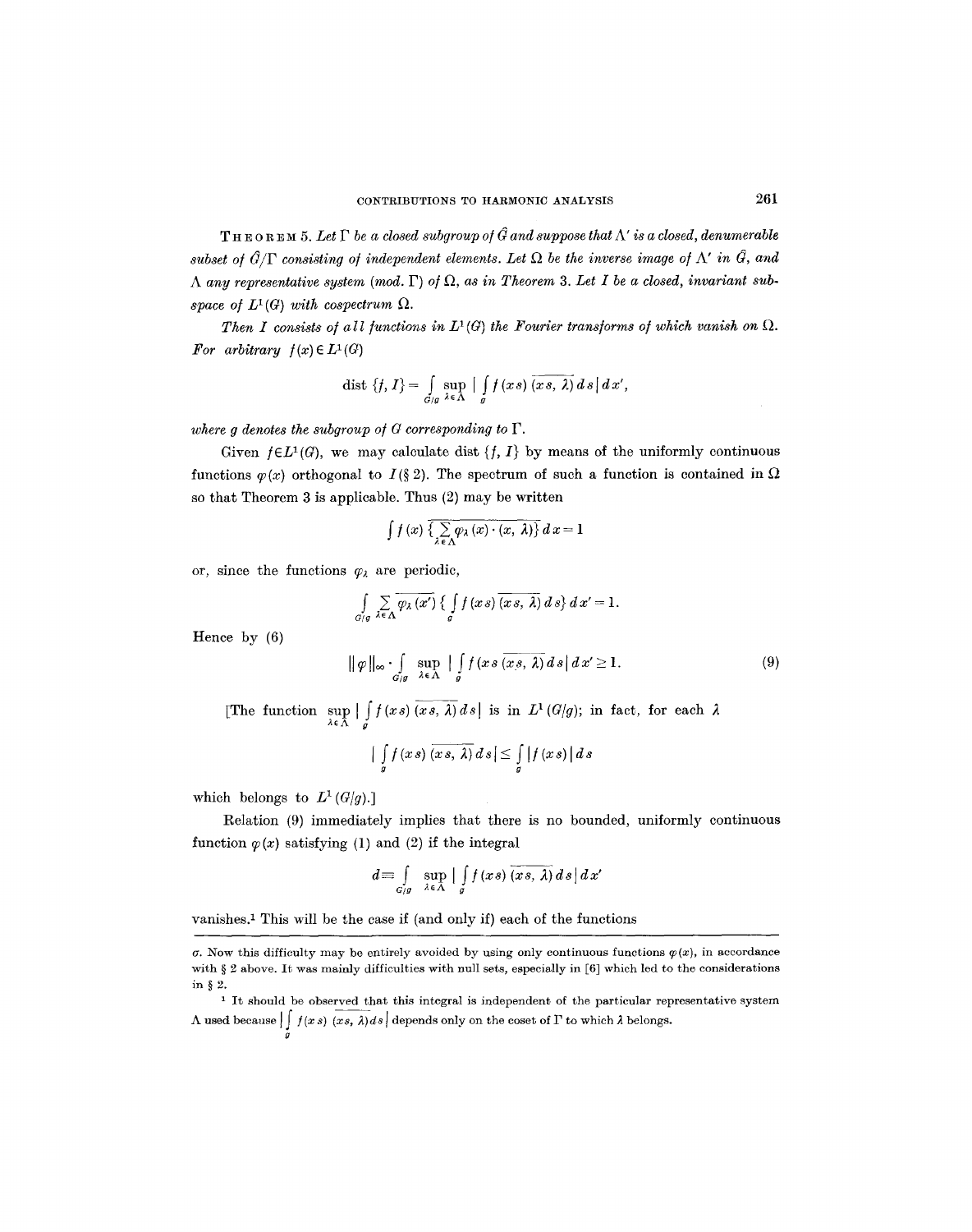**Theorem 5.** *Let $\Gamma$ be a closed subgroup of $\hat{G}$ and suppose that $\Lambda'$ is a closed, denumerable subset of $\hat{G}/\Gamma$ consisting of independent elements. Let $\Omega$ be the inverse image of $\Lambda'$ in $\hat{G}$, and $\Lambda$ any representative system (mod. $\Gamma$) of $\Omega$, as in Theorem 3. Let $I$ be a closed, invariant subspace of $L^1(G)$ with cospectrum $\Omega$.*

*Then $I$ consists of* **all** *functions in $L^1(G)$ the Fourier transforms of which vanish on $\Omega$. For arbitrary $f(x) \in L^1(G)$*

$$\text{dist}\,\{f, I\} = \int_{G/g} \sup_{\lambda \in \Lambda} \left| \int_g f(xs)\,\overline{(xs, \lambda)}\,ds \right| dx',$$

*where $g$ denotes the subgroup of $G$ corresponding to $\Gamma$.*

Given $f \in L^1(G)$, we may calculate dist $\{f, I\}$ by means of the uniformly continuous functions $\varphi(x)$ orthogonal to $I$ (§ 2). The spectrum of such a function is contained in $\Omega$ so that Theorem 3 is applicable. Thus (2) may be written

$$\int f(x)\,\overline{\left\{\sum_{\lambda \in \Lambda} \varphi_\lambda(x) \cdot (x, \lambda)\right\}}\,dx = 1$$

or, since the functions $\varphi_\lambda$ are periodic,

$$\int_{G/g} \sum_{\lambda \in \Lambda} \overline{\varphi_\lambda(x')} \left\{ \int_g f(xs)\,\overline{(xs, \lambda)}\,ds \right\} dx' = 1.$$

Hence by (6)

$$\|\varphi\|_\infty \cdot \int_{G/g} \sup_{\lambda \in \Lambda} \left| \int_g f(xs\,\overline{(xs, \lambda)}\,ds \right| dx' \geq 1. \tag{9}$$

[The function $\sup_{\lambda \in \Lambda} \left| \int_g f(xs)\,\overline{(xs, \lambda)}\,ds \right|$ is in $L^1(G/g)$; in fact, for each $\lambda$

$$\left| \int_g f(xs)\,\overline{(xs, \lambda)}\,ds \right| \leq \int_g |f(xs)|\,ds$$

which belongs to $L^1(G/g)$.]

Relation (9) immediately implies that there is no bounded, uniformly continuous function $\varphi(x)$ satisfying (1) and (2) if the integral

$$d = \int_{G/g} \sup_{\lambda \in \Lambda} \left| \int_g f(xs)\,\overline{(xs, \lambda)}\,ds \right| dx'$$

vanishes.[1] This will be the case if (and only if) each of the functions

---

$\sigma$. Now this difficulty may be entirely avoided by using only continuous functions $\varphi(x)$, in accordance with § 2 above. It was mainly difficulties with null sets, especially in [6] which led to the considerations in § 2.

[1] It should be observed that this integral is independent of the particular representative system $\Lambda$ used because $\left| \int_g f(xs)\,\overline{(xs, \lambda)}\,ds \right|$ depends only on the coset of $\Gamma$ to which $\lambda$ belongs.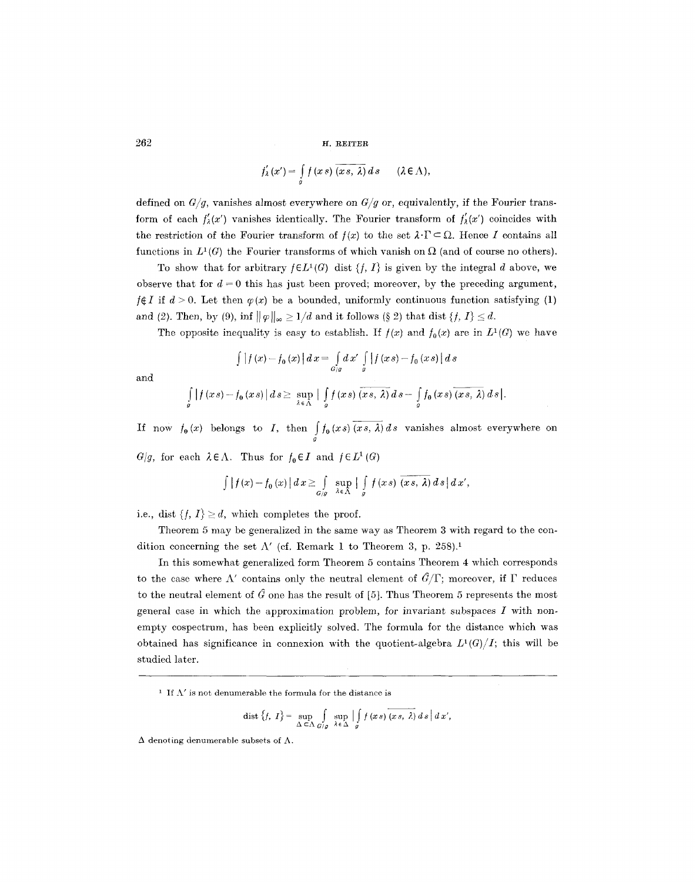$$f'_\lambda(x') = \int_g f(xs)\,\overline{(xs, \lambda)}\,ds \qquad (\lambda \in \Lambda),$$

defined on $G/g$, vanishes almost everywhere on $G/g$ or, equivalently, if the Fourier transform of each $f'_\lambda(x')$ vanishes identically. The Fourier transform of $f'_\lambda(x')$ coincides with the restriction of the Fourier transform of $f(x)$ to the set $\lambda \cdot \Gamma \subset \Omega$. Hence $I$ contains all functions in $L^1(G)$ the Fourier transforms of which vanish on $\Omega$ (and of course no others).

To show that for arbitrary $f \in L^1(G)$ dist $\{f, I\}$ is given by the integral $d$ above, we observe that for $d = 0$ this has just been proved; moreover, by the preceding argument, $f \notin I$ if $d > 0$. Let then $\varphi(x)$ be a bounded, uniformly continuous function satisfying (1) and (2). Then, by (9), $\inf \|\varphi\|_\infty \geq 1/d$ and it follows (§ 2) that dist $\{f, I\} \leq d$.

The opposite inequality is easy to establish. If $f(x)$ and $f_0(x)$ are in $L^1(G)$ we have

$$\int |f(x) - f_0(x)|\,dx = \int_{G/g} dx' \int_g |f(xs) - f_0(xs)|\,ds$$

and

$$\int_g |f(xs) - f_0(xs)|\,ds \geq \sup_{\lambda \in \Lambda} \left| \int_g f(xs)\,\overline{(xs, \lambda)}\,ds - \int_g f_0(xs)\,\overline{(xs, \lambda)}\,ds \right|.$$

If now $f_0(x)$ belongs to $I$, then $\int_g f_0(xs)\,\overline{(xs, \lambda)}\,ds$ vanishes almost everywhere on $G/g$, for each $\lambda \in \Lambda$. Thus for $f_0 \in I$ and $f \in L^1(G)$

$$\int |f(x) - f_0(x)|\,dx \geq \int_{G/g} \sup_{\lambda \in \Lambda} \left| \int_g f(xs)\,\overline{(xs, \lambda)}\,ds \right| dx',$$

i.e., dist $\{f, I\} \geq d$, which completes the proof.

Theorem 5 may be generalized in the same way as Theorem 3 with regard to the condition concerning the set $\Lambda'$ (cf. Remark 1 to Theorem 3, p. 258).[1]

In this somewhat generalized form Theorem 5 contains Theorem 4 which corresponds to the case where $\Lambda'$ contains only the neutral element of $\hat{G}/\Gamma$; moreover, if $\Gamma$ reduces to the neutral element of $\hat{G}$ one has the result of [5]. Thus Theorem 5 represents the most general case in which the approximation problem, for invariant subspaces $I$ with non-empty cospectrum, has been explicitly solved. The formula for the distance which was obtained has significance in connexion with the quotient-algebra $L^1(G)/I$; this will be studied later.

---

[1] If $\Lambda'$ is not denumerable the formula for the distance is

$$\text{dist}\,\{f, I\} = \sup_{\Delta \subset \Lambda} \int_{G/g} \sup_{\lambda \in \Delta} \left| \int_g f(xs)\,\overline{(xs, \lambda)}\,ds \right| dx',$$

$\Delta$ denoting denumerable subsets of $\Lambda$.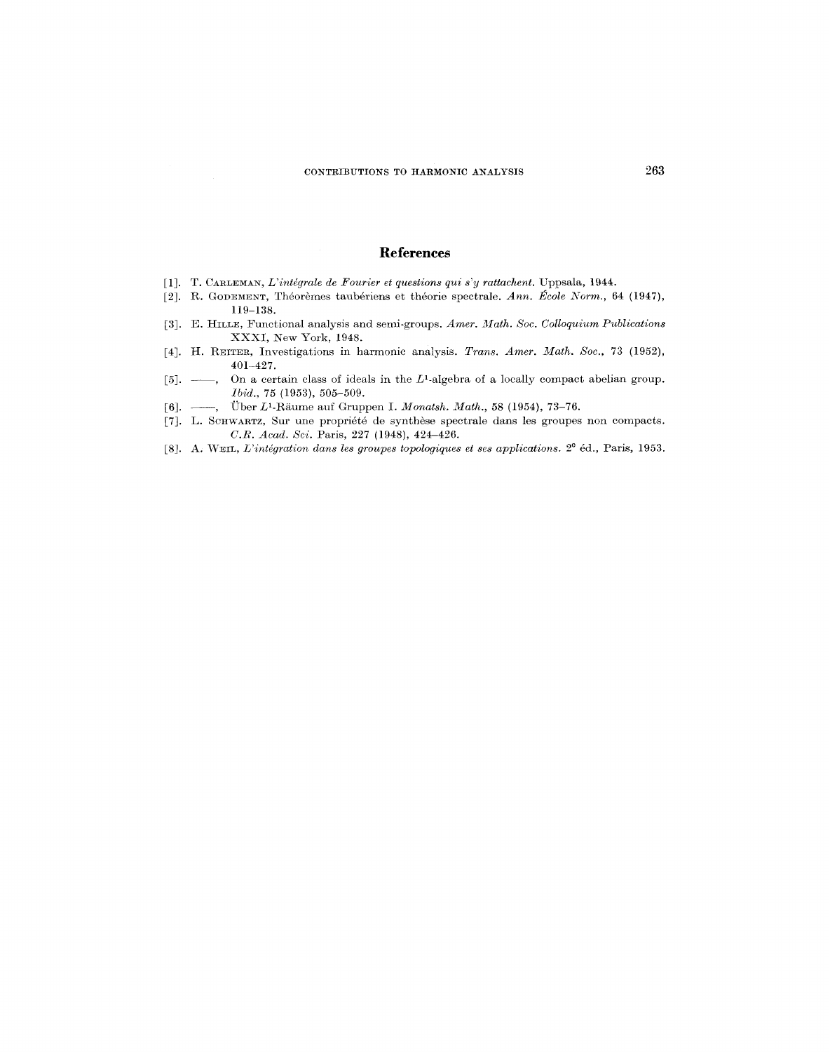## References

[1]. T. Carleman, *L'intégrale de Fourier et questions qui s'y rattachent.* Uppsala, 1944.

[2]. R. Godement, Théorèmes taubériens et théorie spectrale. *Ann. École Norm.*, 64 (1947), 119–138.

[3]. E. Hille, Functional analysis and semi-groups. *Amer. Math. Soc. Colloquium Publications* XXXI, New York, 1948.

[4]. H. Reiter, Investigations in harmonic analysis. *Trans. Amer. Math. Soc.*, 73 (1952), 401–427.

[5]. ——, On a certain class of ideals in the $L^1$-algebra of a locally compact abelian group. *Ibid.*, 75 (1953), 505–509.

[6]. ——, Über $L^1$-Räume auf Gruppen I. *Monatsh. Math.*, 58 (1954), 73–76.

[7]. L. Schwartz, Sur une propriété de synthèse spectrale dans les groupes non compacts. *C.R. Acad. Sci.* Paris, 227 (1948), 424–426.

[8]. A. Weil, *L'intégration dans les groupes topologiques et ses applications.* 2ᵉ éd., Paris, 1953.